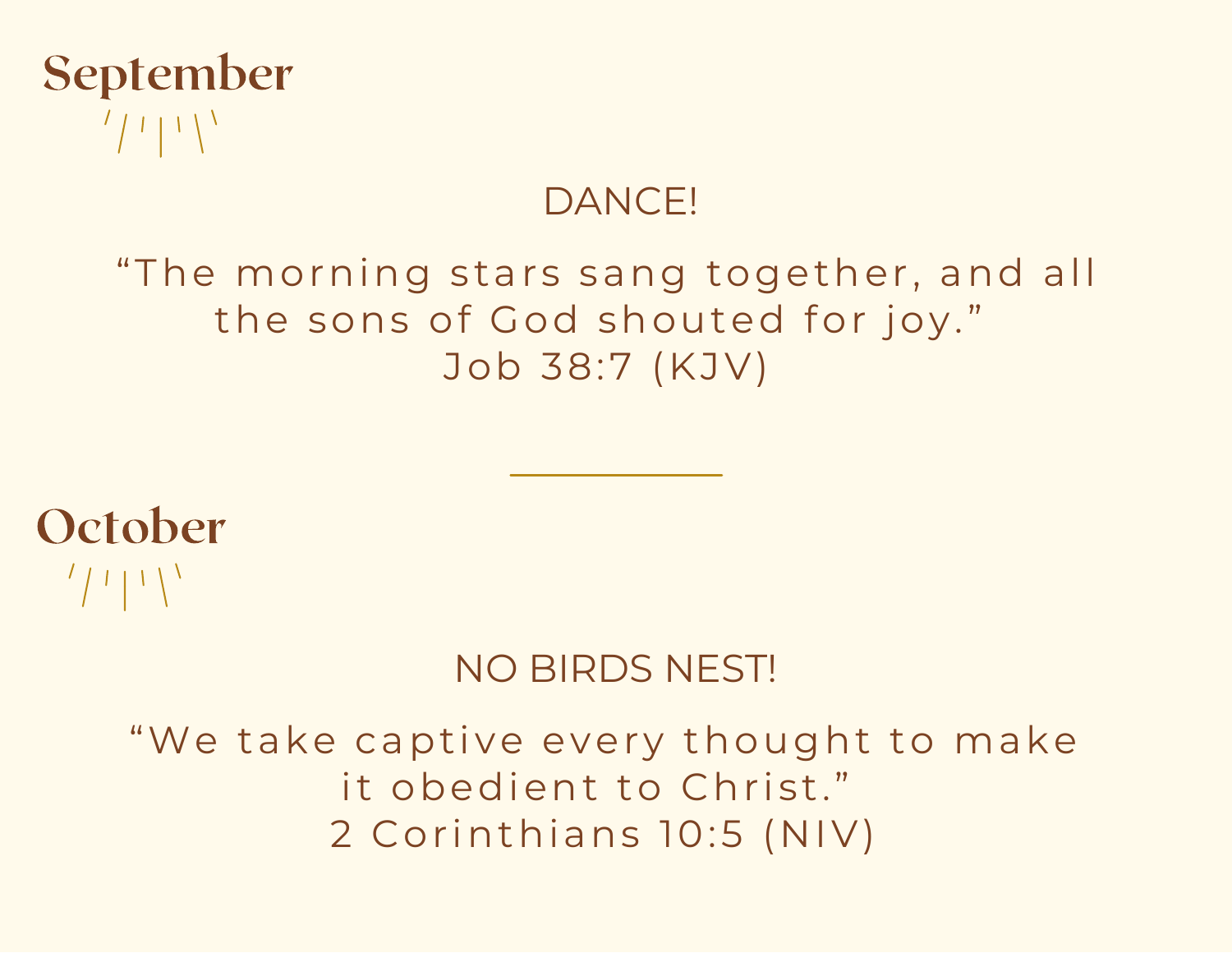## September

DANCE!

“The morning stars sang together, and all the sons of God shouted for joy.”
Job 38:7 (KJV)

---

## October

NO BIRDS NEST!

“We take captive every thought to make it obedient to Christ.”
2 Corinthians 10:5 (NIV)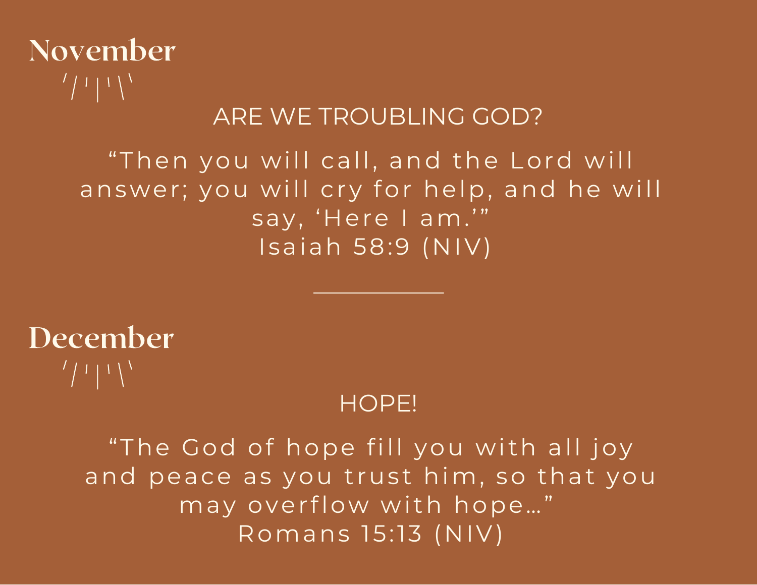## November

ARE WE TROUBLING GOD?

“Then you will call, and the Lord will answer; you will cry for help, and he will say, ‘Here I am.’”
Isaiah 58:9 (NIV)

---

## December

HOPE!

“The God of hope fill you with all joy and peace as you trust him, so that you may overflow with hope…”
Romans 15:13 (NIV)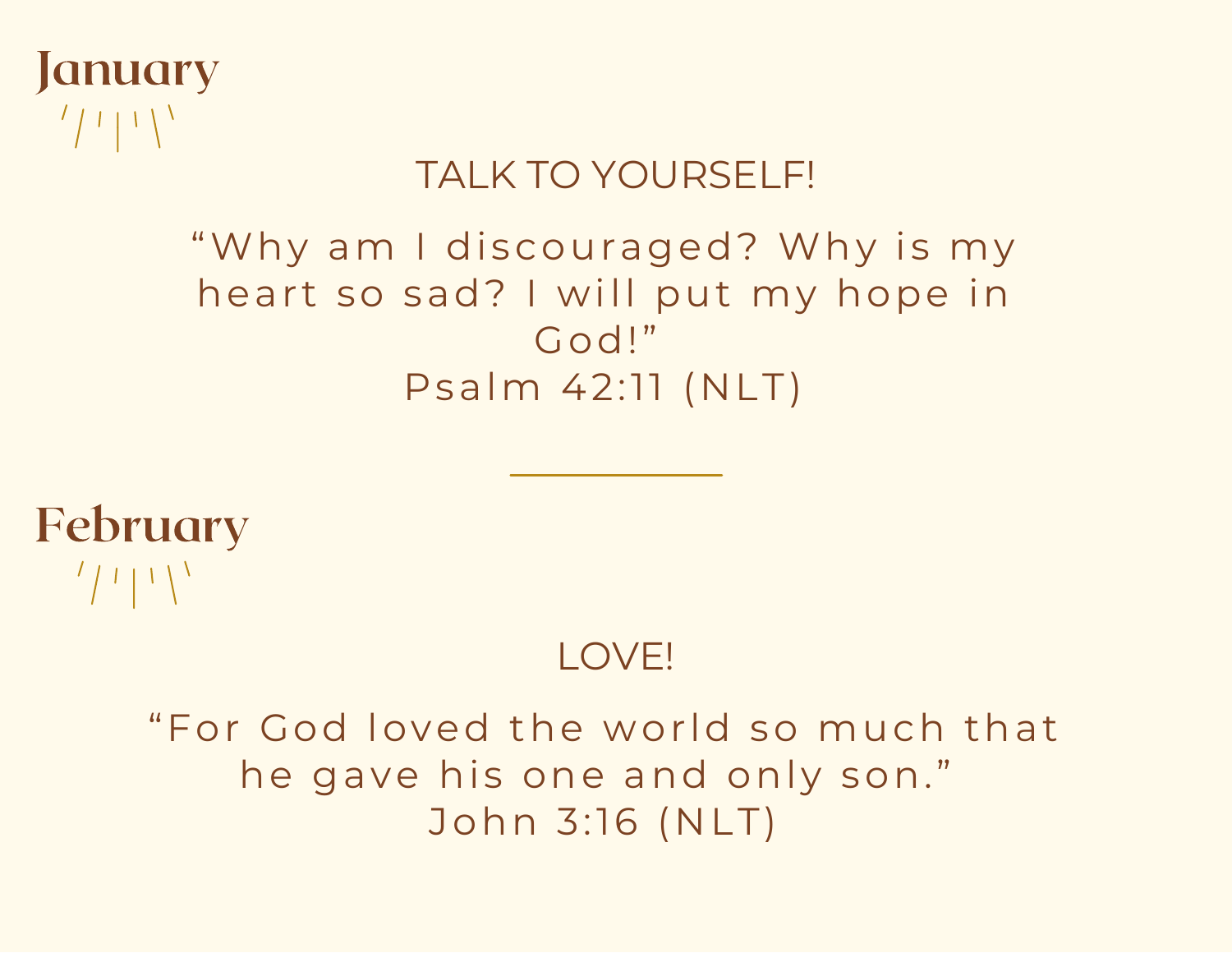## January

TALK TO YOURSELF!

“Why am I discouraged? Why is my heart so sad? I will put my hope in God!”
Psalm 42:11 (NLT)

---

## February

LOVE!

“For God loved the world so much that he gave his one and only son.”
John 3:16 (NLT)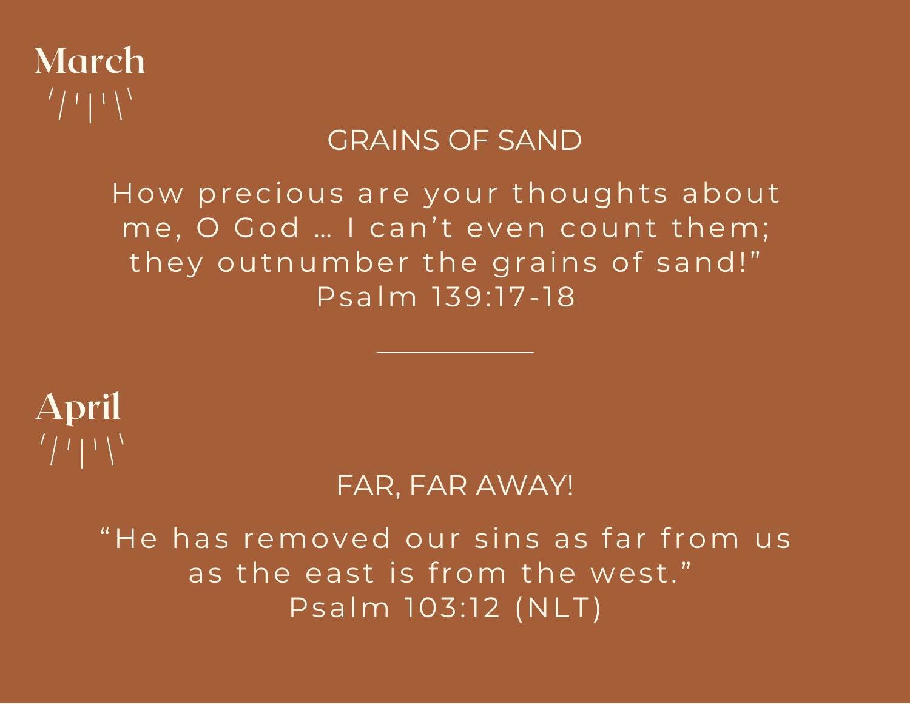## March

### GRAINS OF SAND

How precious are your thoughts about me, O God … I can't even count them; they outnumber the grains of sand!"
Psalm 139:17-18

---

## April

### FAR, FAR AWAY!

"He has removed our sins as far from us as the east is from the west."
Psalm 103:12 (NLT)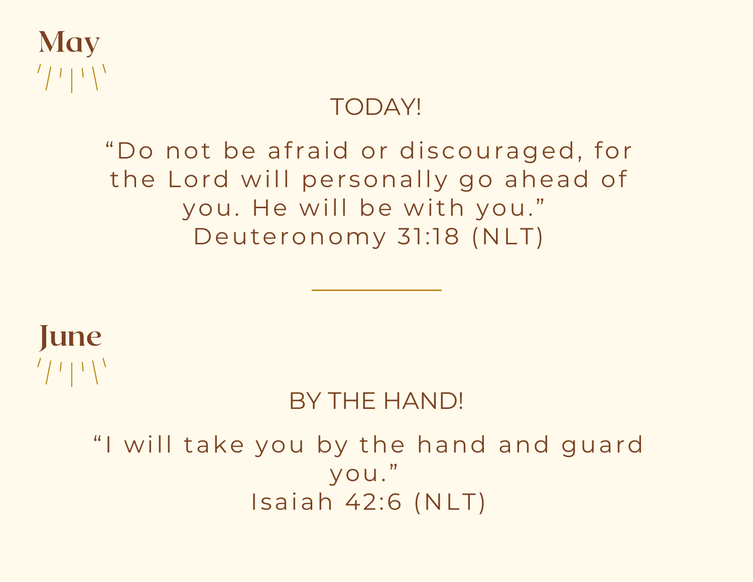## May

TODAY!

"Do not be afraid or discouraged, for the Lord will personally go ahead of you. He will be with you."
Deuteronomy 31:18 (NLT)

---

## June

BY THE HAND!

"I will take you by the hand and guard you."
Isaiah 42:6 (NLT)